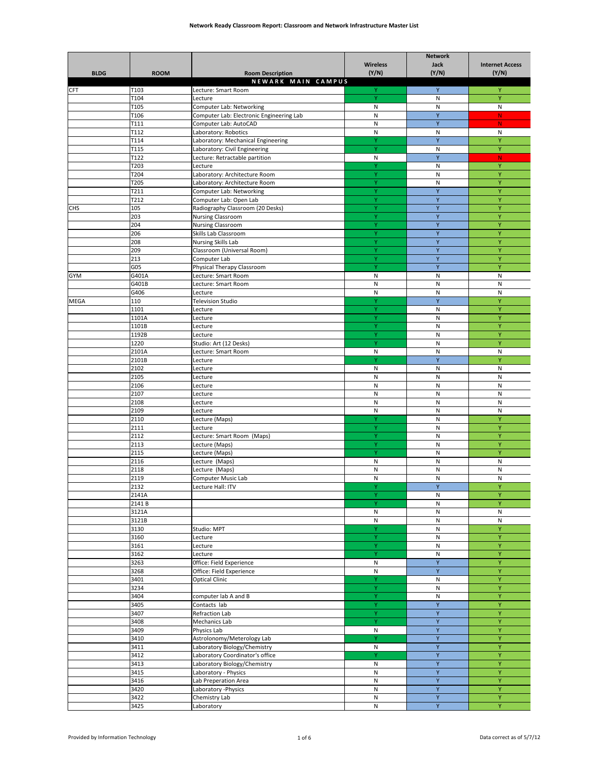## Network Ready Classroom Report: Classroom and Network Infrastructure Master List

| BLDG | ROOM | Room Description | Wireless (Y/N) | Network Jack (Y/N) | Internet Access (Y/N) |
|---|---|---|---|---|---|
| NEWARK MAIN CAMPUS | | | | | |
| CFT | T103 | Lecture: Smart Room | Y | Y | Y |
| | T104 | Lecture | Y | N | Y |
| | T105 | Computer Lab: Networking | N | N | N |
| | T106 | Computer Lab: Electronic Engineering Lab | N | Y | N |
| | T111 | Computer Lab: AutoCAD | N | Y | N |
| | T112 | Laboratory: Robotics | N | N | N |
| | T114 | Laboratory: Mechanical Engineering | Y | Y | Y |
| | T115 | Laboratory: Civil Engineering | Y | N | Y |
| | T122 | Lecture: Retractable partition | N | Y | N |
| | T203 | Lecture | Y | N | Y |
| | T204 | Laboratory: Architecture Room | Y | N | Y |
| | T205 | Laboratory: Architecture Room | Y | N | Y |
| | T211 | Computer Lab: Networking | Y | Y | Y |
| | T212 | Computer Lab: Open Lab | Y | Y | Y |
| CHS | 105 | Radiography Classroom (20 Desks) | Y | Y | Y |
| | 203 | Nursing Classroom | Y | Y | Y |
| | 204 | Nursing Classroom | Y | Y | Y |
| | 206 | Skills Lab Classroom | Y | Y | Y |
| | 208 | Nursing Skills Lab | Y | Y | Y |
| | 209 | Classroom (Universal Room) | Y | Y | Y |
| | 213 | Computer Lab | Y | Y | Y |
| | G05 | Physical Therapy Classroom | Y | Y | Y |
| GYM | G401A | Lecture: Smart Room | N | N | N |
| | G401B | Lecture: Smart Room | N | N | N |
| | G406 | Lecture | N | N | N |
| MEGA | 110 | Television Studio | Y | Y | Y |
| | 1101 | Lecture | Y | N | Y |
| | 1101A | Lecture | Y | N | Y |
| | 1101B | Lecture | Y | N | Y |
| | 1192B | Lecture | Y | N | Y |
| | 1220 | Studio: Art (12 Desks) | Y | N | Y |
| | 2101A | Lecture: Smart Room | N | N | N |
| | 2101B | Lecture | Y | Y | Y |
| | 2102 | Lecture | N | N | N |
| | 2105 | Lecture | N | N | N |
| | 2106 | Lecture | N | N | N |
| | 2107 | Lecture | N | N | N |
| | 2108 | Lecture | N | N | N |
| | 2109 | Lecture | N | N | N |
| | 2110 | Lecture (Maps) | Y | N | Y |
| | 2111 | Lecture | Y | N | Y |
| | 2112 | Lecture: Smart Room (Maps) | Y | N | Y |
| | 2113 | Lecture (Maps) | Y | N | Y |
| | 2115 | Lecture (Maps) | Y | N | Y |
| | 2116 | Lecture (Maps) | N | N | N |
| | 2118 | Lecture (Maps) | N | N | N |
| | 2119 | Computer Music Lab | N | N | N |
| | 2132 | Lecture Hall: ITV | Y | Y | Y |
| | 2141A | | Y | N | Y |
| | 2141 B | | Y | N | Y |
| | 3121A | | N | N | N |
| | 3121B | | N | N | N |
| | 3130 | Studio: MPT | Y | N | Y |
| | 3160 | Lecture | Y | N | Y |
| | 3161 | Lecture | Y | N | Y |
| | 3162 | Lecture | Y | N | Y |
| | 3263 | 0ffice: Field Experience | N | Y | Y |
| | 3268 | Office: Field Experience | N | Y | Y |
| | 3401 | Optical Clinic | Y | N | Y |
| | 3234 | | Y | N | Y |
| | 3404 | computer lab A and B | Y | N | Y |
| | 3405 | Contacts lab | Y | Y | Y |
| | 3407 | Refraction Lab | Y | Y | Y |
| | 3408 | Mechanics Lab | Y | Y | Y |
| | 3409 | Physics Lab | N | Y | Y |
| | 3410 | Astrolonomy/Meterology Lab | Y | Y | Y |
| | 3411 | Laboratory Biology/Chemistry | N | Y | Y |
| | 3412 | Laboratory Coordinator's office | Y | Y | Y |
| | 3413 | Laboratory Biology/Chemistry | N | Y | Y |
| | 3415 | Laboratory - Physics | N | Y | Y |
| | 3416 | Lab Preperation Area | N | Y | Y |
| | 3420 | Laboratory -Physics | N | Y | Y |
| | 3422 | Chemistry Lab | N | Y | Y |
| | 3425 | Laboratory | N | Y | Y |

Provided by Information Technology

Data correct as of 5/7/12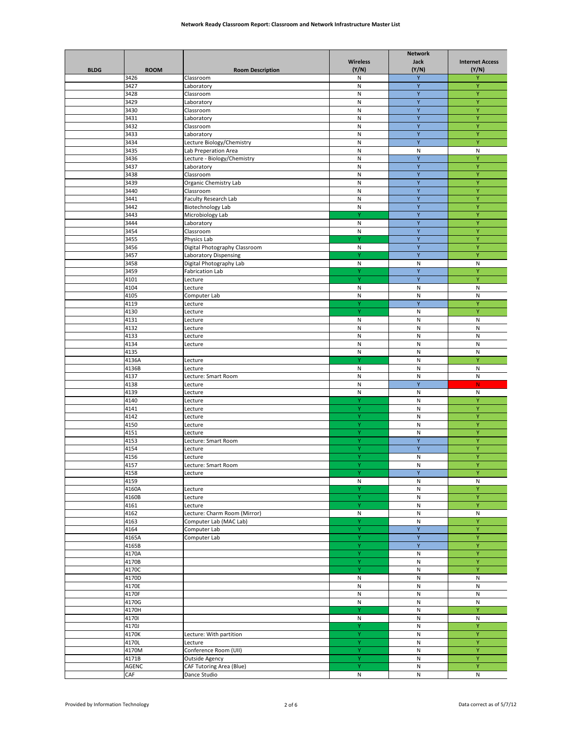**Network Ready Classroom Report: Classroom and Network Infrastructure Master List**

| BLDG | ROOM | Room Description | Wireless (Y/N) | Network Jack (Y/N) | Internet Access (Y/N) |
|---|---|---|---|---|---|
| | 3426 | Classroom | N | Y | Y |
| | 3427 | Laboratory | N | Y | Y |
| | 3428 | Classroom | N | Y | Y |
| | 3429 | Laboratory | N | Y | Y |
| | 3430 | Classroom | N | Y | Y |
| | 3431 | Laboratory | N | Y | Y |
| | 3432 | Classroom | N | Y | Y |
| | 3433 | Laboratory | N | Y | Y |
| | 3434 | Lecture Biology/Chemistry | N | Y | Y |
| | 3435 | Lab Preperation Area | N | N | N |
| | 3436 | Lecture - Biology/Chemistry | N | Y | Y |
| | 3437 | Laboratory | N | Y | Y |
| | 3438 | Classroom | N | Y | Y |
| | 3439 | Organic Chemistry Lab | N | Y | Y |
| | 3440 | Classroom | N | Y | Y |
| | 3441 | Faculty Research Lab | N | Y | Y |
| | 3442 | Biotechnology Lab | N | Y | Y |
| | 3443 | Microbiology Lab | Y | Y | Y |
| | 3444 | Laboratory | N | Y | Y |
| | 3454 | Classroom | N | Y | Y |
| | 3455 | Physics Lab | Y | Y | Y |
| | 3456 | Digital Photography Classroom | N | Y | Y |
| | 3457 | Laboratory Dispensing | Y | Y | Y |
| | 3458 | Digital Photography Lab | N | N | N |
| | 3459 | Fabrication Lab | Y | Y | Y |
| | 4101 | Lecture | Y | Y | Y |
| | 4104 | Lecture | N | N | N |
| | 4105 | Computer Lab | N | N | N |
| | 4119 | Lecture | Y | Y | Y |
| | 4130 | Lecture | Y | N | Y |
| | 4131 | Lecture | N | N | N |
| | 4132 | Lecture | N | N | N |
| | 4133 | Lecture | N | N | N |
| | 4134 | Lecture | N | N | N |
| | 4135 | | N | N | N |
| | 4136A | Lecture | Y | N | Y |
| | 4136B | Lecture | N | N | N |
| | 4137 | Lecture: Smart Room | N | N | N |
| | 4138 | Lecture | N | Y | N |
| | 4139 | Lecture | N | N | N |
| | 4140 | Lecture | Y | N | Y |
| | 4141 | Lecture | Y | N | Y |
| | 4142 | Lecture | Y | N | Y |
| | 4150 | Lecture | Y | N | Y |
| | 4151 | Lecture | Y | N | Y |
| | 4153 | Lecture: Smart Room | Y | Y | Y |
| | 4154 | Lecture | Y | Y | Y |
| | 4156 | Lecture | Y | N | Y |
| | 4157 | Lecture: Smart Room | Y | N | Y |
| | 4158 | Lecture | Y | Y | Y |
| | 4159 | | N | N | N |
| | 4160A | Lecture | Y | N | Y |
| | 4160B | Lecture | Y | N | Y |
| | 4161 | Lecture | Y | N | Y |
| | 4162 | Lecture: Charm Room (Mirror) | N | N | N |
| | 4163 | Computer Lab (MAC Lab) | Y | N | Y |
| | 4164 | Computer Lab | Y | Y | Y |
| | 4165A | Computer Lab | Y | Y | Y |
| | 4165B | | Y | Y | Y |
| | 4170A | | Y | N | Y |
| | 4170B | | Y | N | Y |
| | 4170C | | Y | N | Y |
| | 4170D | | N | N | N |
| | 4170E | | N | N | N |
| | 4170F | | N | N | N |
| | 4170G | | N | N | N |
| | 4170H | | Y | N | Y |
| | 4170I | | N | N | N |
| | 4170J | | Y | N | Y |
| | 4170K | Lecture: With partition | Y | N | Y |
| | 4170L | Lecture | Y | N | Y |
| | 4170M | Conference Room (UII) | Y | N | Y |
| | 4171B | Outside Agency | Y | N | Y |
| | AGENC | CAF Tutoring Area (Blue) | Y | N | Y |
| | CAF | Dance Studio | N | N | N |

Provided by Information Technology

Data correct as of 5/7/12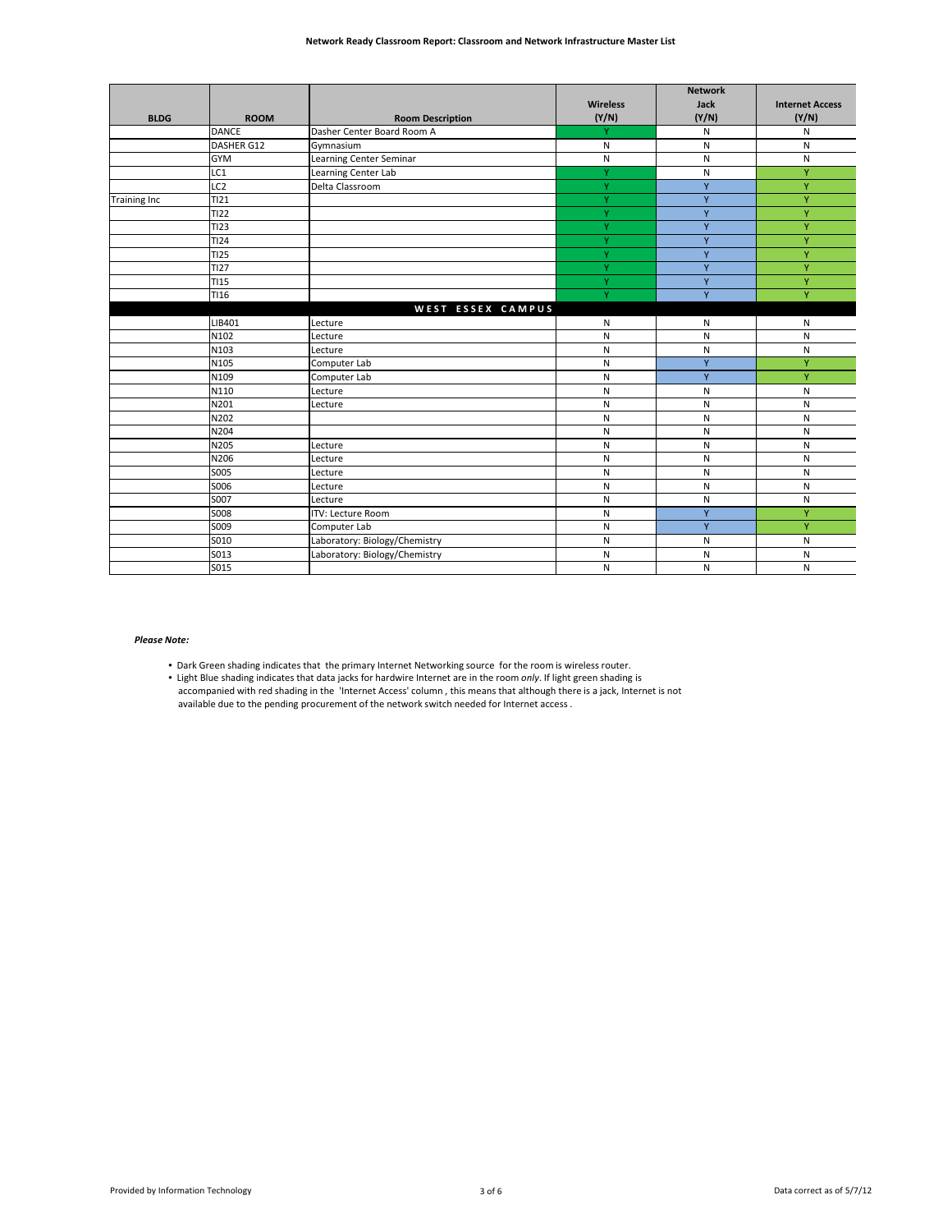#### Network Ready Classroom Report: Classroom and Network Infrastructure Master List

| BLDG | ROOM | Room Description | Wireless (Y/N) | Network Jack (Y/N) | Internet Access (Y/N) |
|---|---|---|---|---|---|
| | DANCE | Dasher Center Board Room A | Y | N | N |
| | DASHER G12 | Gymnasium | N | N | N |
| | GYM | Learning Center Seminar | N | N | N |
| | LC1 | Learning Center Lab | Y | N | Y |
| | LC2 | Delta Classroom | Y | Y | Y |
| Training Inc | TI21 | | Y | Y | Y |
| | TI22 | | Y | Y | Y |
| | TI23 | | Y | Y | Y |
| | TI24 | | Y | Y | Y |
| | TI25 | | Y | Y | Y |
| | TI27 | | Y | Y | Y |
| | TI15 | | Y | Y | Y |
| | TI16 | | Y | Y | Y |
| | | WEST ESSEX CAMPUS | | | |
| | LIB401 | Lecture | N | N | N |
| | N102 | Lecture | N | N | N |
| | N103 | Lecture | N | N | N |
| | N105 | Computer Lab | N | Y | Y |
| | N109 | Computer Lab | N | Y | Y |
| | N110 | Lecture | N | N | N |
| | N201 | Lecture | N | N | N |
| | N202 | | N | N | N |
| | N204 | | N | N | N |
| | N205 | Lecture | N | N | N |
| | N206 | Lecture | N | N | N |
| | S005 | Lecture | N | N | N |
| | S006 | Lecture | N | N | N |
| | S007 | Lecture | N | N | N |
| | S008 | ITV: Lecture Room | N | Y | Y |
| | S009 | Computer Lab | N | Y | Y |
| | S010 | Laboratory: Biology/Chemistry | N | N | N |
| | S013 | Laboratory: Biology/Chemistry | N | N | N |
| | S015 | | N | N | N |

***Please Note:***

- Dark Green shading indicates that the primary Internet Networking source for the room is wireless router.
- Light Blue shading indicates that data jacks for hardwire Internet are in the room *only*. If light green shading is accompanied with red shading in the 'Internet Access' column , this means that although there is a jack, Internet is not available due to the pending procurement of the network switch needed for Internet access .

Provided by Information Technology

Data correct as of 5/7/12